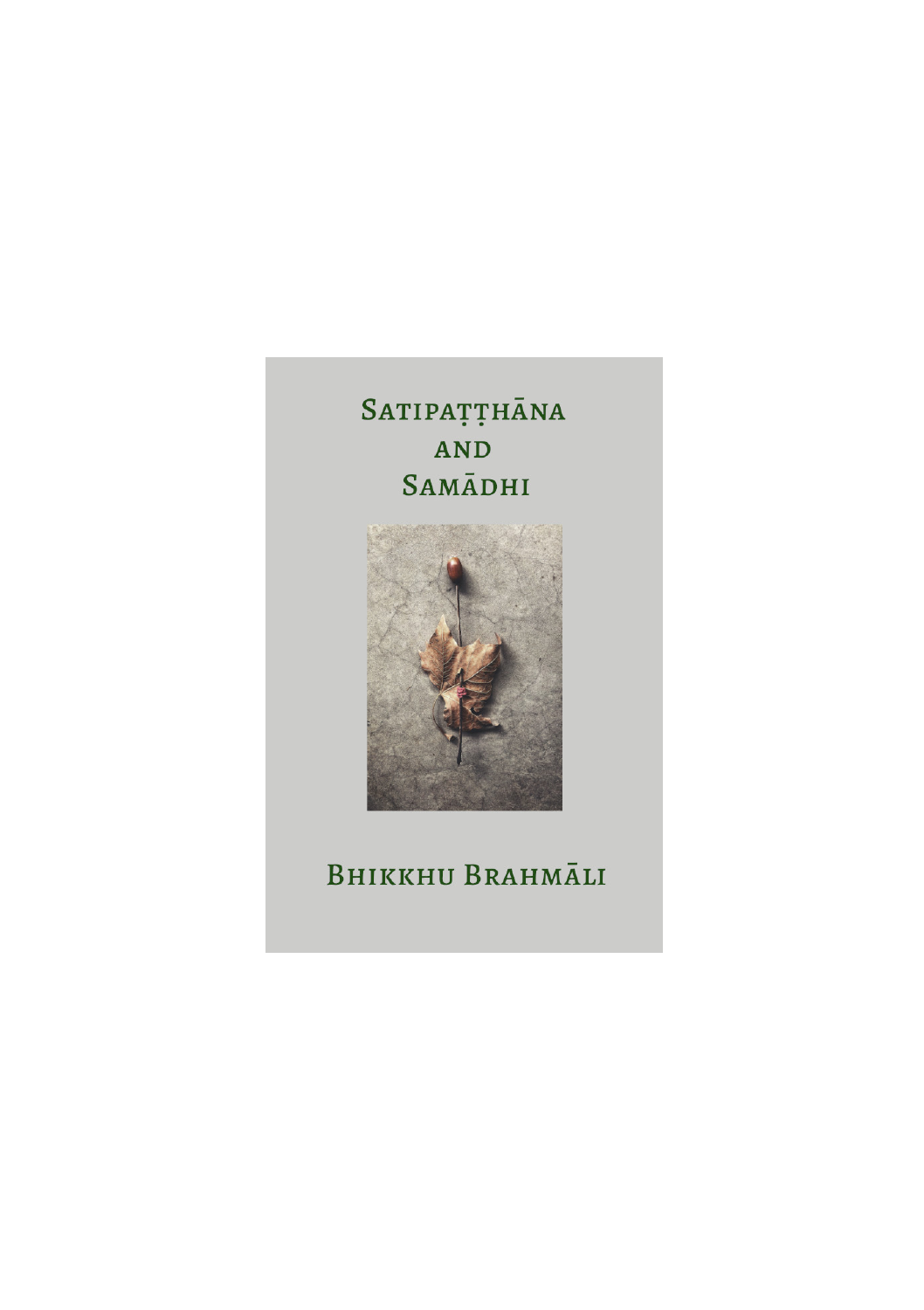# Satipaṭṭhāna and Samādhi

Bhikkhu Brahmāli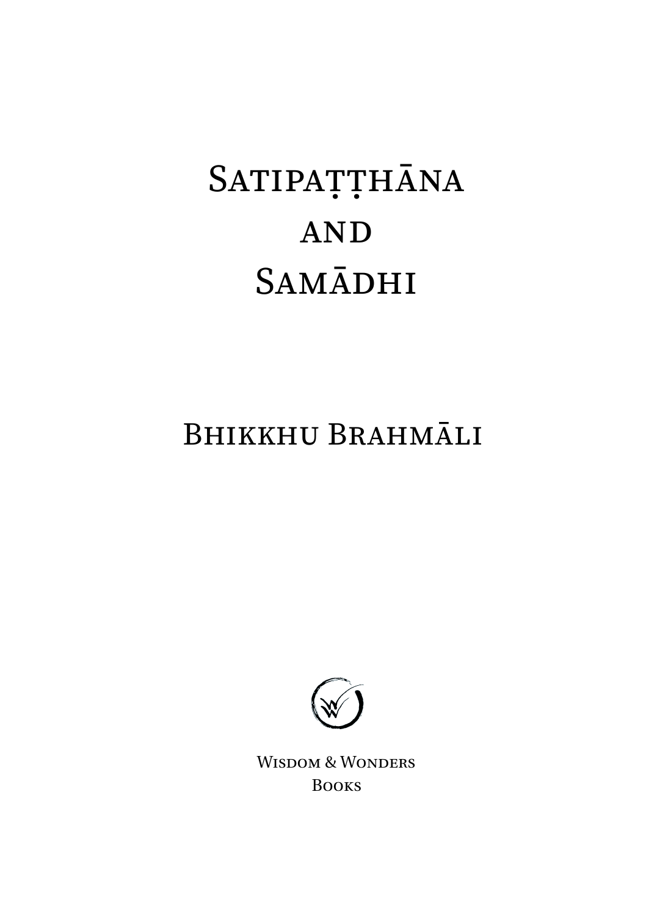# Satipaṭṭhāna and Samādhi

## Bhikkhu Brahmāli

Wisdom & Wonders Books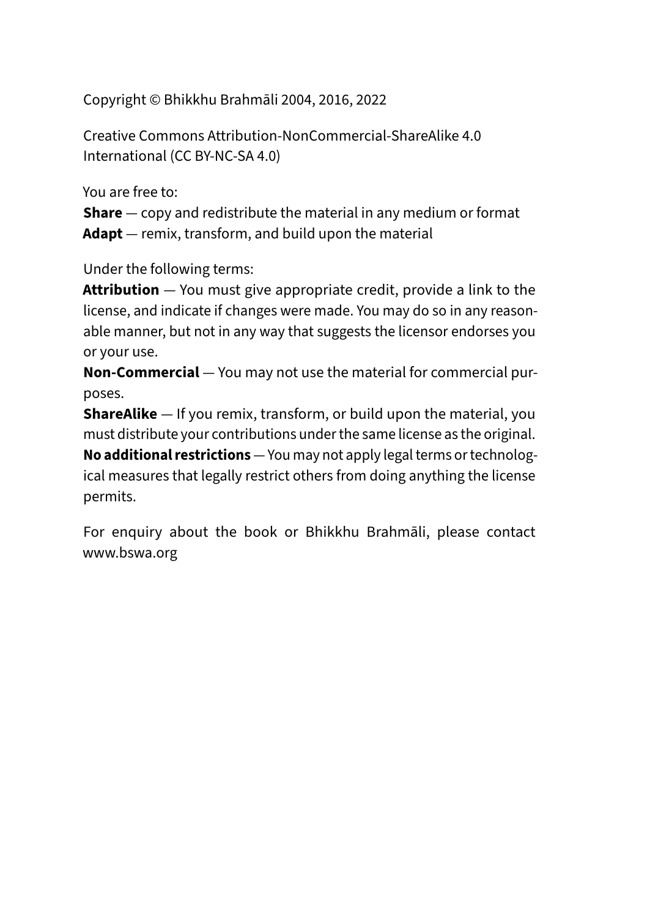Copyright © Bhikkhu Brahmāli 2004, 2016, 2022

Creative Commons Attribution-NonCommercial-ShareAlike 4.0 International (CC BY-NC-SA 4.0)

You are free to:  
**Share** — copy and redistribute the material in any medium or format  
**Adapt** — remix, transform, and build upon the material

Under the following terms:  
**Attribution** — You must give appropriate credit, provide a link to the license, and indicate if changes were made. You may do so in any reasonable manner, but not in any way that suggests the licensor endorses you or your use.  
**Non-Commercial** — You may not use the material for commercial purposes.  
**ShareAlike** — If you remix, transform, or build upon the material, you must distribute your contributions under the same license as the original.  
**No additional restrictions** — You may not apply legal terms or technological measures that legally restrict others from doing anything the license permits.

For enquiry about the book or Bhikkhu Brahmāli, please contact www.bswa.org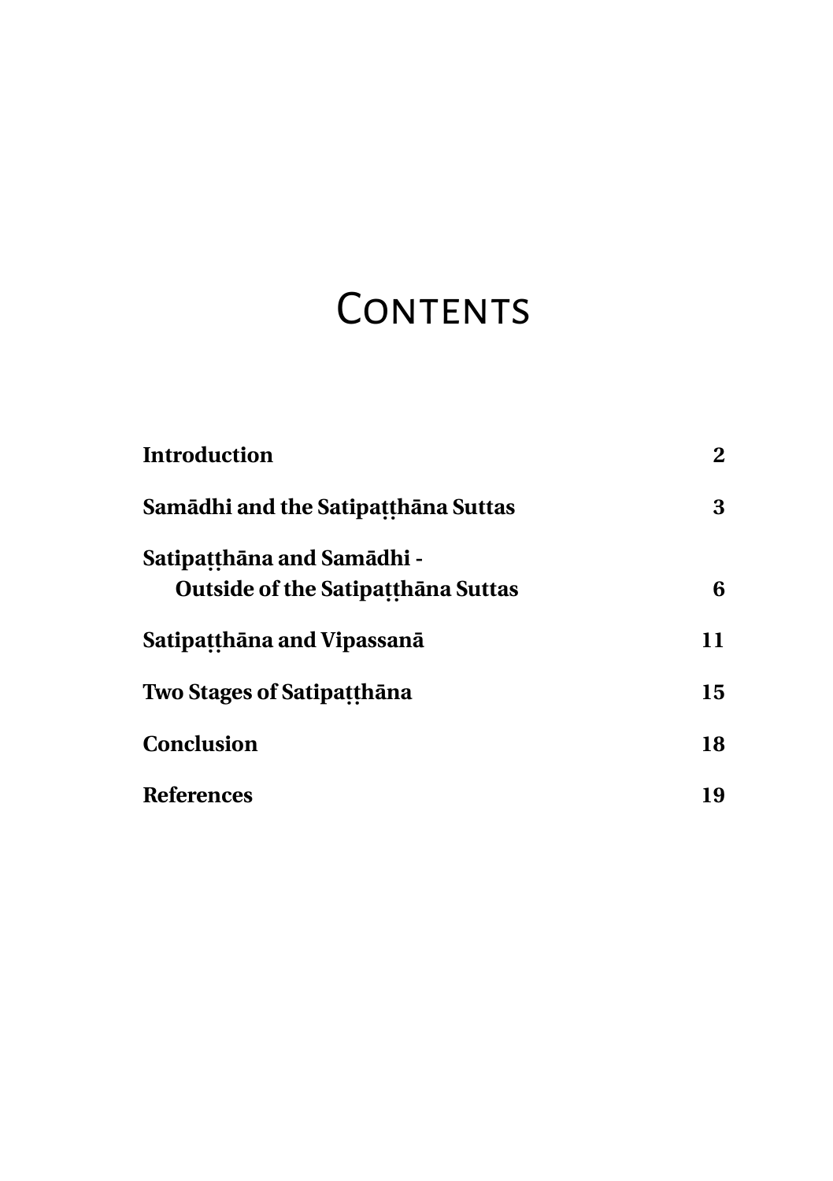# Contents

| | |
|---|---|
| **Introduction** | **2** |
| **Samādhi and the Satipaṭṭhāna Suttas** | **3** |
| **Satipaṭṭhāna and Samādhi - Outside of the Satipaṭṭhāna Suttas** | **6** |
| **Satipaṭṭhāna and Vipassanā** | **11** |
| **Two Stages of Satipaṭṭhāna** | **15** |
| **Conclusion** | **18** |
| **References** | **19** |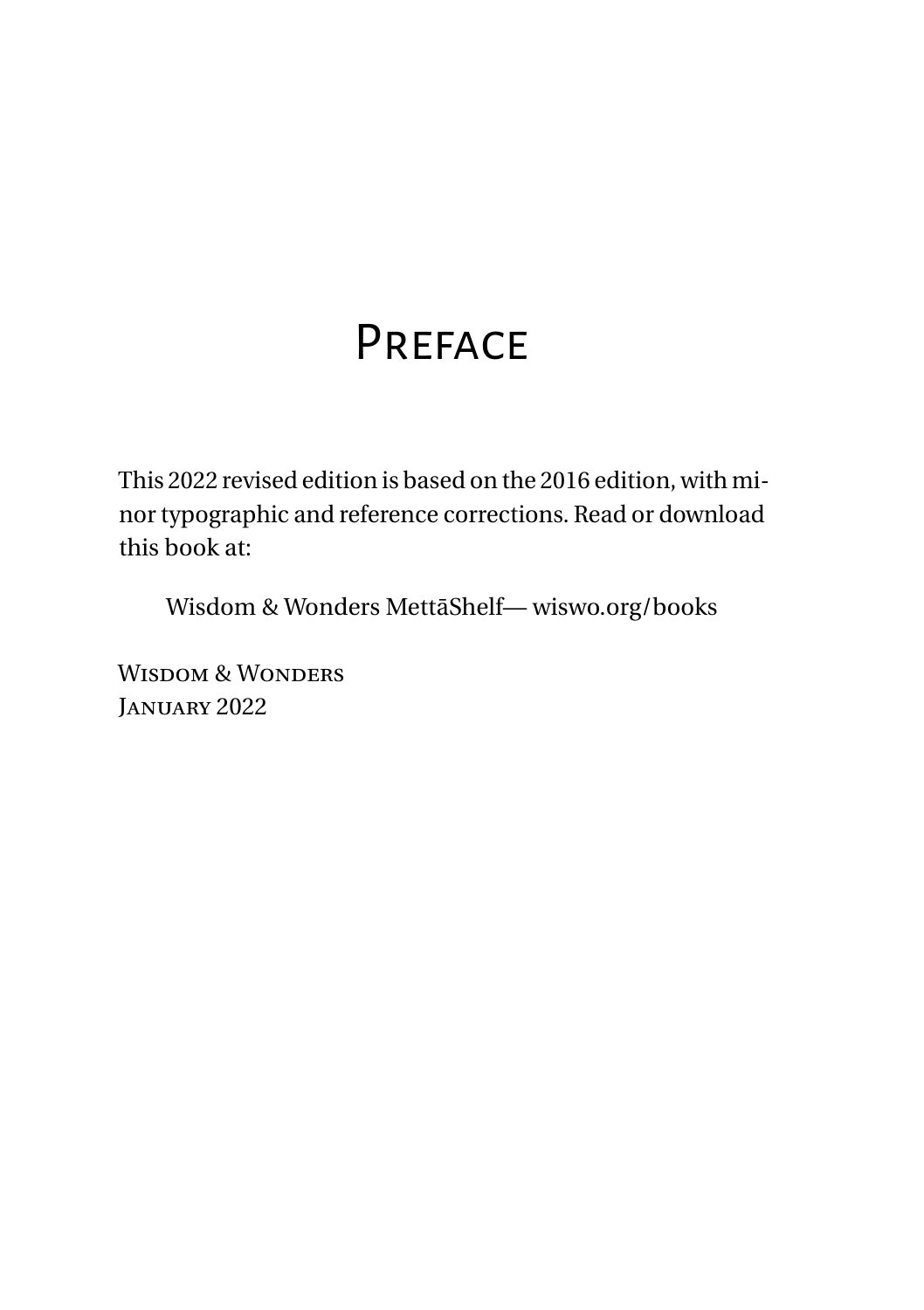# Preface

This 2022 revised edition is based on the 2016 edition, with minor typographic and reference corrections. Read or download this book at:

> Wisdom & Wonders MettāShelf— wiswo.org/books

Wisdom & Wonders
January 2022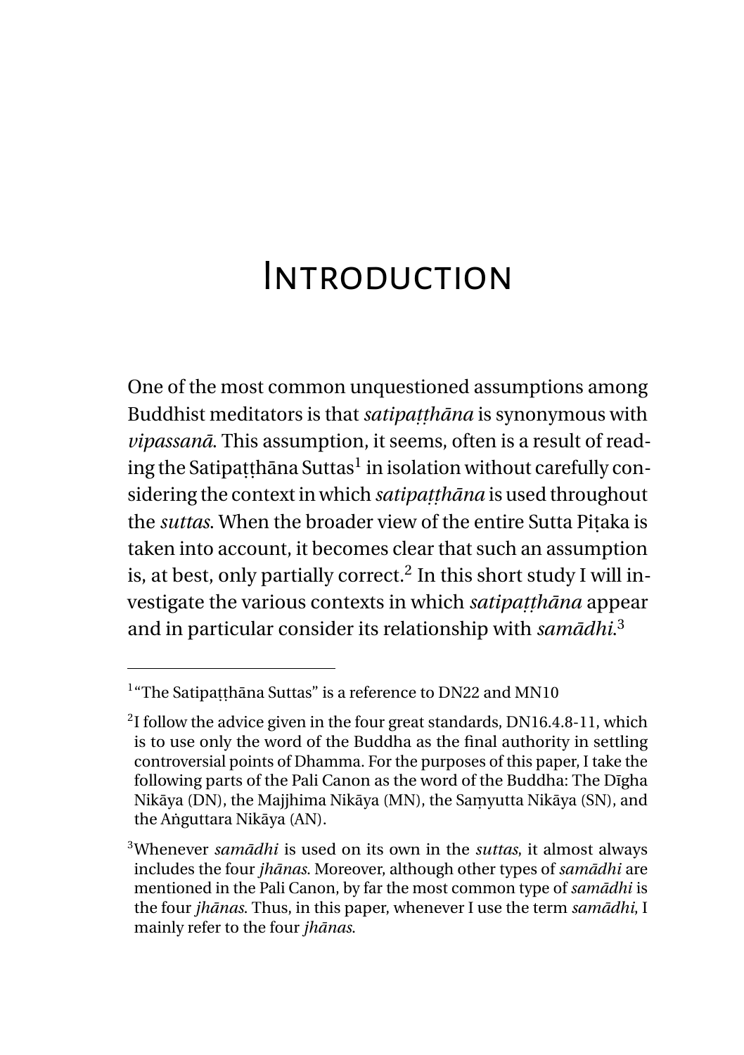# Introduction

One of the most common unquestioned assumptions among Buddhist meditators is that *satipaṭṭhāna* is synonymous with *vipassanā*. This assumption, it seems, often is a result of reading the Satipaṭṭhāna Suttas[1] in isolation without carefully considering the context in which *satipaṭṭhāna* is used throughout the *suttas*. When the broader view of the entire Sutta Piṭaka is taken into account, it becomes clear that such an assumption is, at best, only partially correct.[2] In this short study I will investigate the various contexts in which *satipaṭṭhāna* appear and in particular consider its relationship with *samādhi*.[3]

---

[1] "The Satipaṭṭhāna Suttas" is a reference to DN22 and MN10

[2] I follow the advice given in the four great standards, DN16.4.8-11, which is to use only the word of the Buddha as the final authority in settling controversial points of Dhamma. For the purposes of this paper, I take the following parts of the Pali Canon as the word of the Buddha: The Dīgha Nikāya (DN), the Majjhima Nikāya (MN), the Saṃyutta Nikāya (SN), and the Aṅguttara Nikāya (AN).

[3] Whenever *samādhi* is used on its own in the *suttas*, it almost always includes the four *jhānas*. Moreover, although other types of *samādhi* are mentioned in the Pali Canon, by far the most common type of *samādhi* is the four *jhānas*. Thus, in this paper, whenever I use the term *samādhi*, I mainly refer to the four *jhānas*.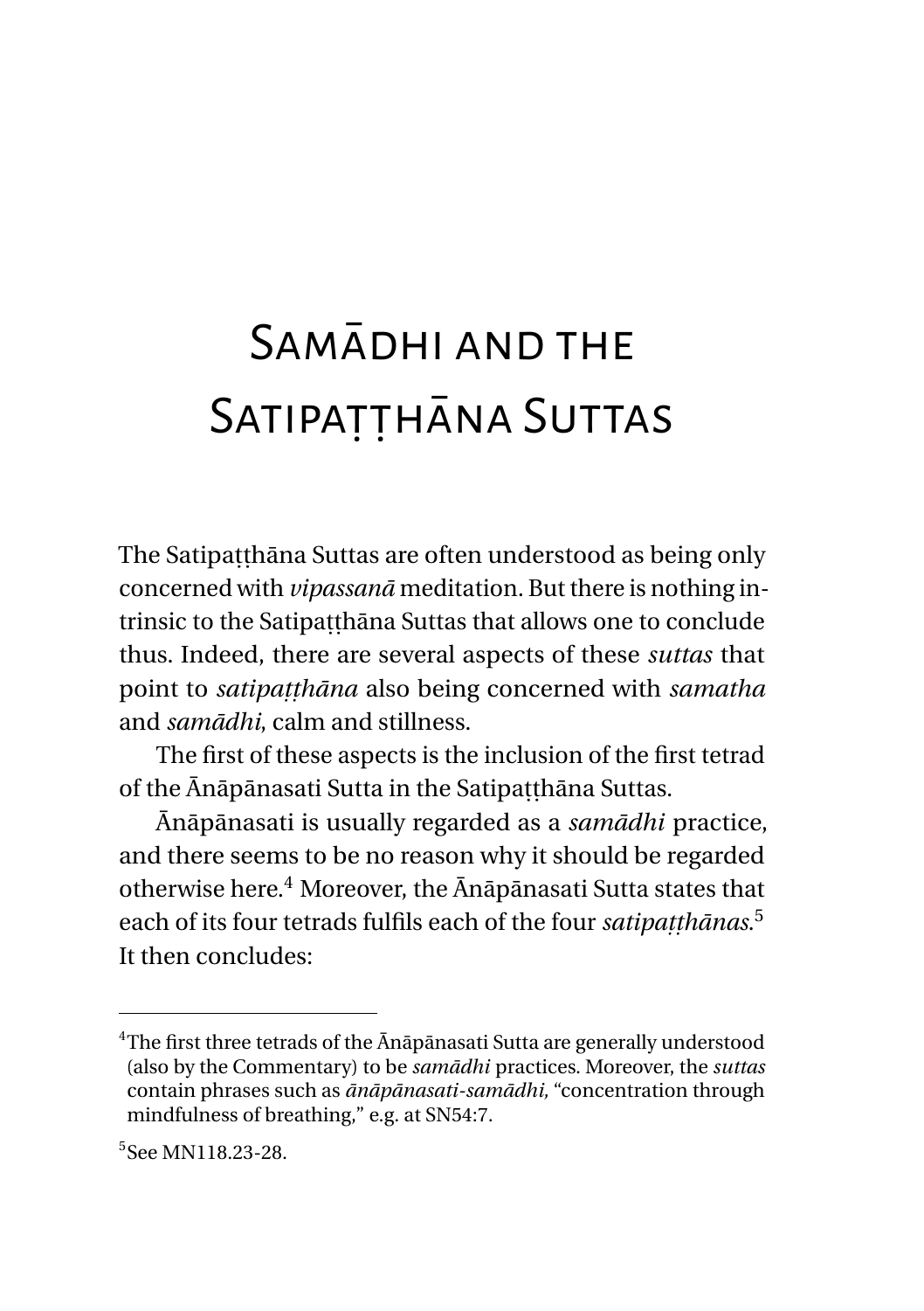# Samādhi and the Satipaṭṭhāna Suttas

The Satipaṭṭhāna Suttas are often understood as being only concerned with *vipassanā* meditation. But there is nothing intrinsic to the Satipaṭṭhāna Suttas that allows one to conclude thus. Indeed, there are several aspects of these *suttas* that point to *satipaṭṭhāna* also being concerned with *samatha* and *samādhi*, calm and stillness.

The first of these aspects is the inclusion of the first tetrad of the Ānāpānasati Sutta in the Satipaṭṭhāna Suttas.

Ānāpānasati is usually regarded as a *samādhi* practice, and there seems to be no reason why it should be regarded otherwise here.[4] Moreover, the Ānāpānasati Sutta states that each of its four tetrads fulfils each of the four *satipaṭṭhānas*.[5] It then concludes:

---

[4]The first three tetrads of the Ānāpānasati Sutta are generally understood (also by the Commentary) to be *samādhi* practices. Moreover, the *suttas* contain phrases such as *ānāpānasati-samādhi,* "concentration through mindfulness of breathing," e.g. at SN54:7.

[5]See MN118.23-28.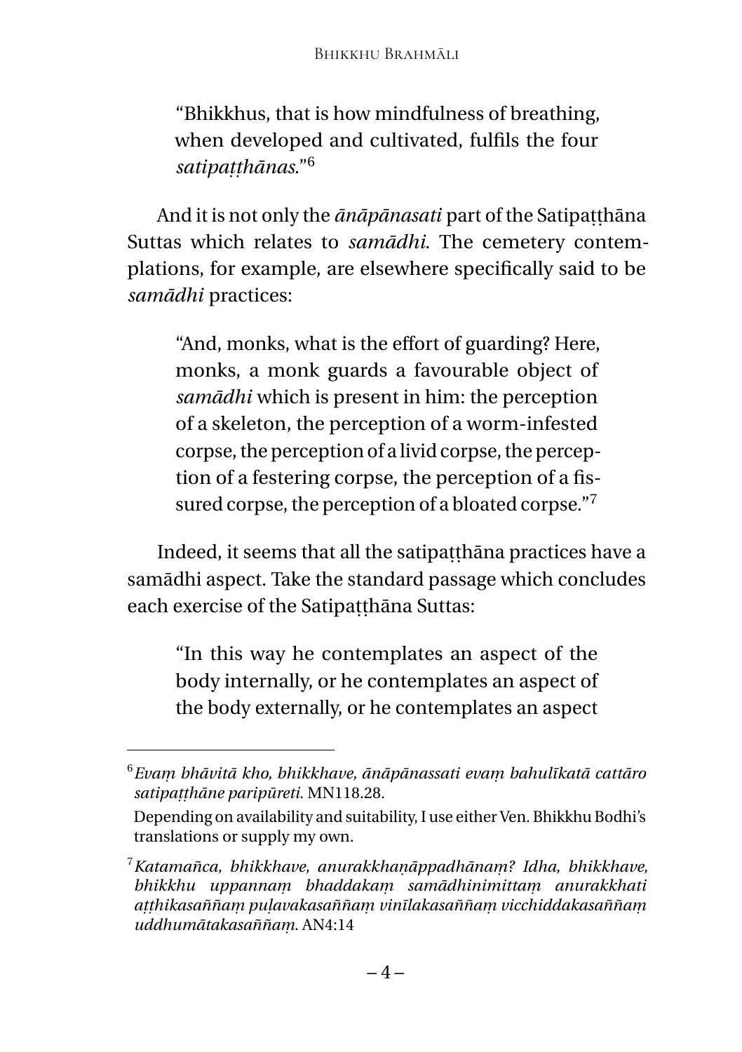> "Bhikkhus, that is how mindfulness of breathing, when developed and cultivated, fulfils the four *satipaṭṭhānas*."[6]

And it is not only the *ānāpānasati* part of the Satipaṭṭhāna Suttas which relates to *samādhi*. The cemetery contemplations, for example, are elsewhere specifically said to be *samādhi* practices:

> "And, monks, what is the effort of guarding? Here, monks, a monk guards a favourable object of *samādhi* which is present in him: the perception of a skeleton, the perception of a worm-infested corpse, the perception of a livid corpse, the perception of a festering corpse, the perception of a fissured corpse, the perception of a bloated corpse."[7]

Indeed, it seems that all the satipaṭṭhāna practices have a samādhi aspect. Take the standard passage which concludes each exercise of the Satipaṭṭhāna Suttas:

> "In this way he contemplates an aspect of the body internally, or he contemplates an aspect of the body externally, or he contemplates an aspect

---

[6] *Evaṃ bhāvitā kho, bhikkhave, ānāpānassati evaṃ bahulīkatā cattāro satipaṭṭhāne paripūreti*. MN118.28.

Depending on availability and suitability, I use either Ven. Bhikkhu Bodhi's translations or supply my own.

[7] *Katamañca, bhikkhave, anurakkhaṇāppadhānaṃ? Idha, bhikkhave, bhikkhu uppannaṃ bhaddakaṃ samādhinimittaṃ anurakkhati aṭṭhikasaññaṃ puḷavakasaññaṃ vinīlakasaññaṃ vicchiddakasaññaṃ uddhumātakasaññaṃ*. AN4:14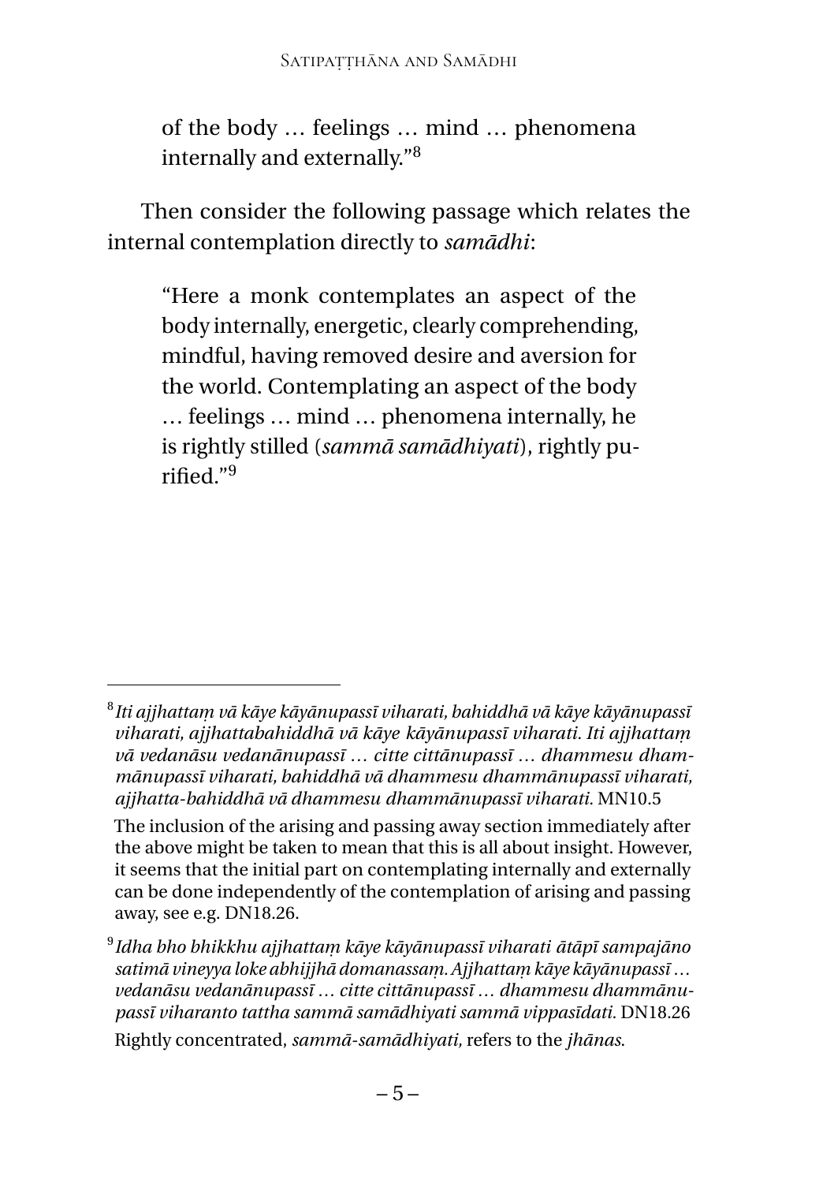> of the body … feelings … mind … phenomena internally and externally."[8]

Then consider the following passage which relates the internal contemplation directly to *samādhi*:

> "Here a monk contemplates an aspect of the body internally, energetic, clearly comprehending, mindful, having removed desire and aversion for the world. Contemplating an aspect of the body … feelings … mind … phenomena internally, he is rightly stilled (*sammā samādhiyati*), rightly purified."[9]

---

[8] *Iti ajjhattaṃ vā kāye kāyānupassī viharati, bahiddhā vā kāye kāyānupassī viharati, ajjhattabahiddhā vā kāye kāyānupassī viharati. Iti ajjhattaṃ vā vedanāsu vedanānupassī … citte cittānupassī … dhammesu dhammānupassī viharati, bahiddhā vā dhammesu dhammānupassī viharati, ajjhatta-bahiddhā vā dhammesu dhammānupassī viharati.* MN10.5

The inclusion of the arising and passing away section immediately after the above might be taken to mean that this is all about insight. However, it seems that the initial part on contemplating internally and externally can be done independently of the contemplation of arising and passing away, see e.g. DN18.26.

[9] *Idha bho bhikkhu ajjhattaṃ kāye kāyānupassī viharati ātāpī sampajāno satimā vineyya loke abhijjhā domanassaṃ. Ajjhattaṃ kāye kāyānupassī … vedanāsu vedanānupassī … citte cittānupassī … dhammesu dhammānupassī viharanto tattha sammā samādhiyati sammā vippasīdati.* DN18.26

Rightly concentrated, *sammā-samādhiyati*, refers to the *jhānas*.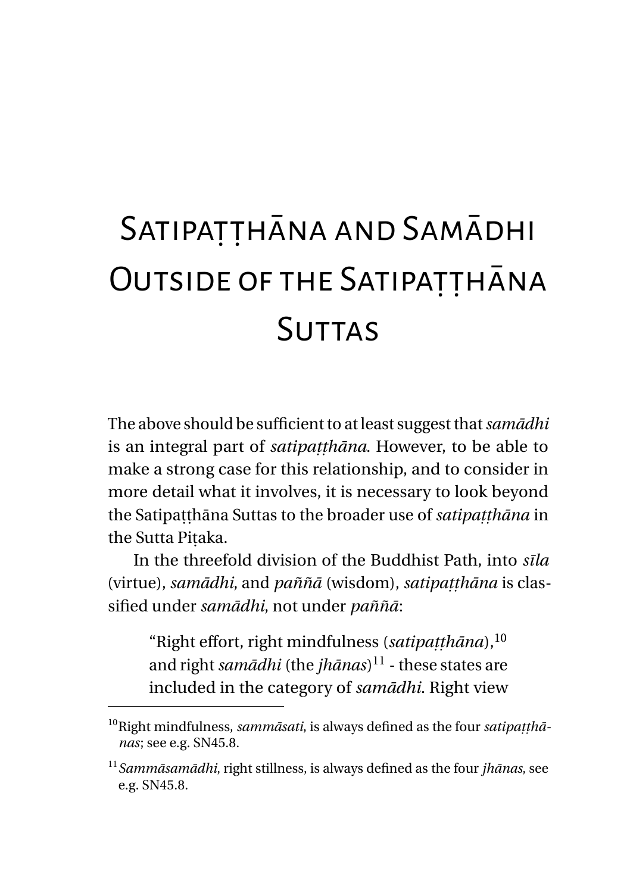# Satipaṭṭhāna and Samādhi Outside of the Satipaṭṭhāna Suttas

The above should be sufficient to at least suggest that *samādhi* is an integral part of *satipaṭṭhāna*. However, to be able to make a strong case for this relationship, and to consider in more detail what it involves, it is necessary to look beyond the Satipaṭṭhāna Suttas to the broader use of *satipaṭṭhāna* in the Sutta Piṭaka.

In the threefold division of the Buddhist Path, into *sīla* (virtue), *samādhi*, and *paññā* (wisdom), *satipaṭṭhāna* is classified under *samādhi*, not under *paññā*:

> "Right effort, right mindfulness (*satipaṭṭhāna*),[10] and right *samādhi* (the *jhānas*)[11] - these states are included in the category of *samādhi*. Right view

[10] Right mindfulness, *sammāsati*, is always defined as the four *satipaṭṭhānas*; see e.g. SN45.8.

[11] *Sammāsamādhi*, right stillness, is always defined as the four *jhānas*, see e.g. SN45.8.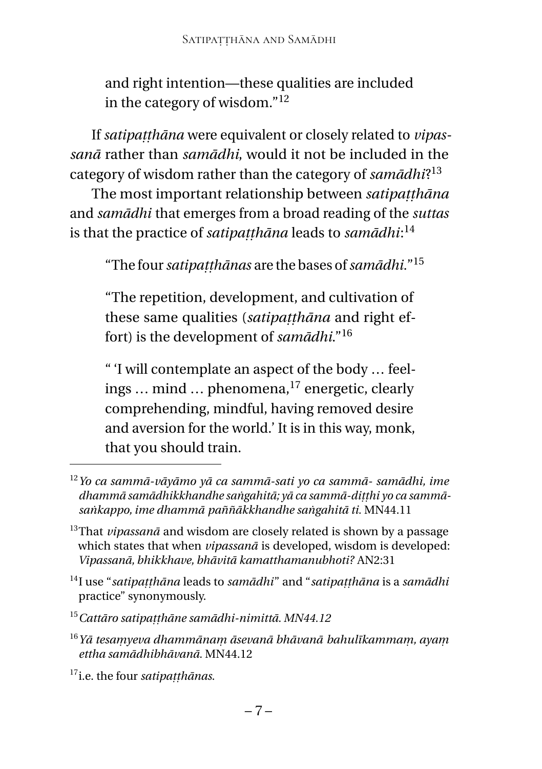> and right intention—these qualities are included in the category of wisdom."[12]

If *satipaṭṭhāna* were equivalent or closely related to *vipassanā* rather than *samādhi*, would it not be included in the category of wisdom rather than the category of *samādhi*?[13]

The most important relationship between *satipaṭṭhāna* and *samādhi* that emerges from a broad reading of the *suttas* is that the practice of *satipaṭṭhāna* leads to *samādhi*:[14]

> "The four *satipaṭṭhānas* are the bases of *samādhi*."[15]

> "The repetition, development, and cultivation of these same qualities (*satipaṭṭhāna* and right effort) is the development of *samādhi*."[16]

> " 'I will contemplate an aspect of the body … feelings … mind … phenomena,[17] energetic, clearly comprehending, mindful, having removed desire and aversion for the world.' It is in this way, monk, that you should train.

---

[12] *Yo ca sammā-vāyāmo yā ca sammā-sati yo ca sammā- samādhi, ime dhammā samādhikkhandhe saṅgahitā; yā ca sammā-diṭṭhi yo ca sammā-saṅkappo, ime dhammā paññākkhandhe saṅgahitā ti.* MN44.11

[13] That *vipassanā* and wisdom are closely related is shown by a passage which states that when *vipassanā* is developed, wisdom is developed: *Vipassanā, bhikkhave, bhāvitā kamatthamanubhoti?* AN2:31

[14] I use "*satipaṭṭhāna* leads to *samādhi*" and "*satipaṭṭhāna* is a *samādhi* practice" synonymously.

[15] *Cattāro satipaṭṭhāne samādhi-nimittā. MN44.12*

[16] *Yā tesaṃyeva dhammānaṃ āsevanā bhāvanā bahulīkammaṃ, ayaṃ ettha samādhibhāvanā.* MN44.12

[17] i.e. the four *satipaṭṭhānas.*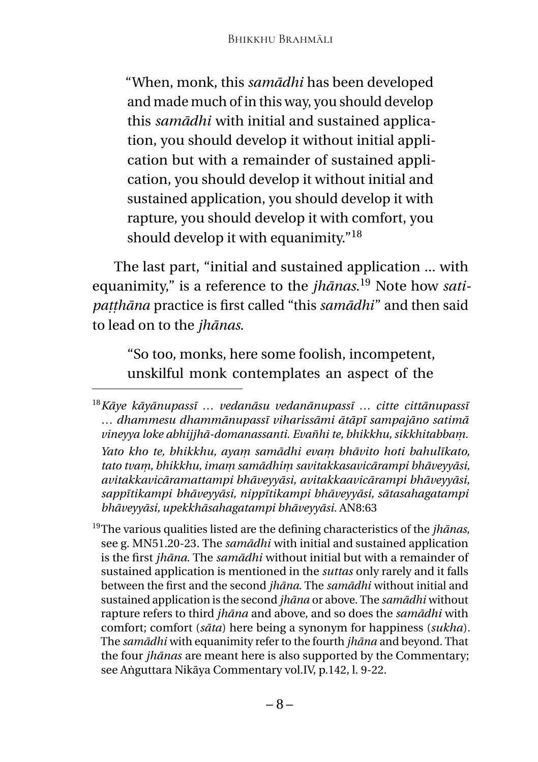> "When, monk, this *samādhi* has been developed and made much of in this way, you should develop this *samādhi* with initial and sustained application, you should develop it without initial application but with a remainder of sustained application, you should develop it without initial and sustained application, you should develop it with rapture, you should develop it with comfort, you should develop it with equanimity."[18]

The last part, "initial and sustained application ... with equanimity," is a reference to the *jhānas*.[19] Note how *satipaṭṭhāna* practice is first called "this *samādhi*" and then said to lead on to the *jhānas*.

> "So too, monks, here some foolish, incompetent, unskilful monk contemplates an aspect of the

---

[18] *Kāye kāyānupassī … vedanāsu vedanānupassī … citte cittānupassī … dhammesu dhammānupassī viharissāmi ātāpī sampajāno satimā vineyya loke abhijjhā-domanassanti. Evañhi te, bhikkhu, sikkhitabbaṃ. Yato kho te, bhikkhu, ayaṃ samādhi evaṃ bhāvito hoti bahulīkato, tato tvaṃ, bhikkhu, imaṃ samādhiṃ savitakkasavicārampi bhāveyyāsi, avitakkavicāramattampi bhāveyyāsi, avitakkaavicārampi bhāveyyāsi, sappītikampi bhāveyyāsi, nippītikampi bhāveyyāsi, sātasahagatampi bhāveyyāsi, upekkhāsahagatampi bhāveyyāsi.* AN8:63

[19] The various qualities listed are the defining characteristics of the *jhānas*, see g. MN51.20-23. The *samādhi* with initial and sustained application is the first *jhāna*. The *samādhi* without initial but with a remainder of sustained application is mentioned in the *suttas* only rarely and it falls between the first and the second *jhāna*. The *samādhi* without initial and sustained application is the second *jhāna* or above. The *samādhi* without rapture refers to third *jhāna* and above, and so does the *samādhi* with comfort; comfort (*sāta*) here being a synonym for happiness (*sukha*). The *samādhi* with equanimity refer to the fourth *jhāna* and beyond. That the four *jhānas* are meant here is also supported by the Commentary; see Aṅguttara Nikāya Commentary vol.IV, p.142, l. 9-22.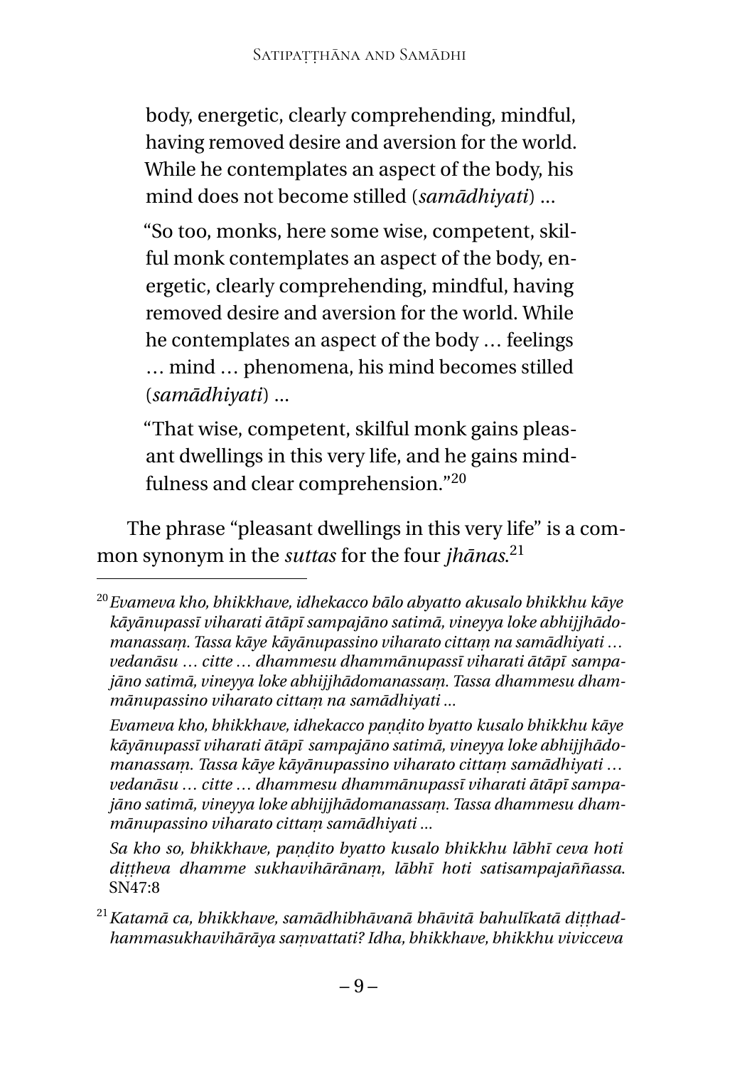> body, energetic, clearly comprehending, mindful, having removed desire and aversion for the world. While he contemplates an aspect of the body, his mind does not become stilled (*samādhiyati*) …
>
> "So too, monks, here some wise, competent, skilful monk contemplates an aspect of the body, energetic, clearly comprehending, mindful, having removed desire and aversion for the world. While he contemplates an aspect of the body … feelings … mind … phenomena, his mind becomes stilled (*samādhiyati*) …
>
> "That wise, competent, skilful monk gains pleasant dwellings in this very life, and he gains mindfulness and clear comprehension."[20]

The phrase "pleasant dwellings in this very life" is a common synonym in the *suttas* for the four *jhānas*.[21]

---

[20] *Evameva kho, bhikkhave, idhekacco bālo abyatto akusalo bhikkhu kāye kāyānupassī viharati ātāpī sampajāno satimā, vineyya loke abhijjhādomanassaṃ. Tassa kāye kāyānupassino viharato cittaṃ na samādhiyati … vedanāsu … citte … dhammesu dhammānupassī viharati ātāpī sampajāno satimā, vineyya loke abhijjhādomanassaṃ. Tassa dhammesu dhammānupassino viharato cittaṃ na samādhiyati …*

*Evameva kho, bhikkhave, idhekacco paṇḍito byatto kusalo bhikkhu kāye kāyānupassī viharati ātāpī sampajāno satimā, vineyya loke abhijjhādomanassaṃ. Tassa kāye kāyānupassino viharato cittaṃ samādhiyati … vedanāsu … citte … dhammesu dhammānupassī viharati ātāpī sampajāno satimā, vineyya loke abhijjhādomanassaṃ. Tassa dhammesu dhammānupassino viharato cittaṃ samādhiyati …*

*Sa kho so, bhikkhave, paṇḍito byatto kusalo bhikkhu lābhī ceva hoti diṭṭheva dhamme sukhavihārānaṃ, lābhī hoti satisampajaññassa.* SN47:8

[21] *Katamā ca, bhikkhave, samādhibhāvanā bhāvitā bahulīkatā diṭṭhadhammasukhavihārāya saṃvattati? Idha, bhikkhave, bhikkhu vivicceva*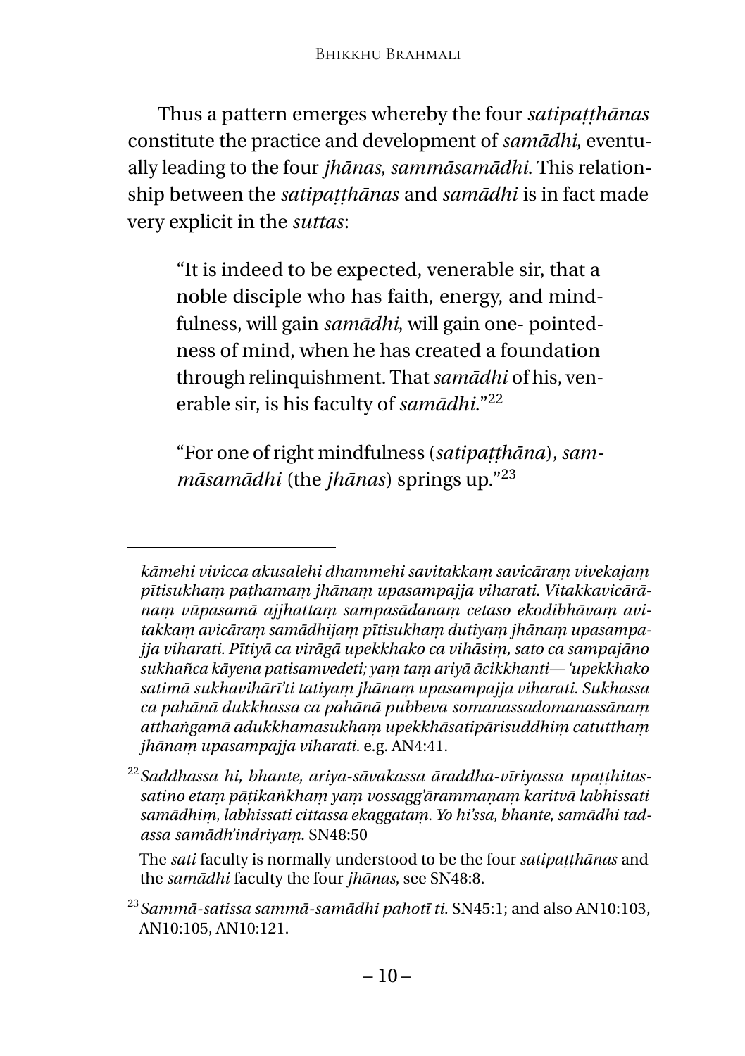Thus a pattern emerges whereby the four *satipaṭṭhānas* constitute the practice and development of *samādhi*, eventually leading to the four *jhānas*, *sammāsamādhi*. This relationship between the *satipaṭṭhānas* and *samādhi* is in fact made very explicit in the *suttas*:

> "It is indeed to be expected, venerable sir, that a noble disciple who has faith, energy, and mindfulness, will gain *samādhi*, will gain one- pointedness of mind, when he has created a foundation through relinquishment. That *samādhi* of his, venerable sir, is his faculty of *samādhi*."[22]
>
> "For one of right mindfulness (*satipaṭṭhāna*), *sammāsamādhi* (the *jhānas*) springs up."[23]

---

*kāmehi vivicca akusalehi dhammehi savitakkaṃ savicāraṃ vivekajaṃ pītisukhaṃ paṭhamaṃ jhānaṃ upasampajja viharati. Vitakkavicārānaṃ vūpasamā ajjhattaṃ sampasādanaṃ cetaso ekodibhāvaṃ avitakkaṃ avicāraṃ samādhijaṃ pītisukhaṃ dutiyaṃ jhānaṃ upasampajja viharati. Pītiyā ca virāgā upekkhako ca vihāsiṃ, sato ca sampajāno sukhañca kāyena patisamvedeti; yaṃ taṃ ariyā ācikkhanti— 'upekkhako satimā sukhavihārī'ti tatiyaṃ jhānaṃ upasampajja viharati. Sukhassa ca pahānā dukkhassa ca pahānā pubbeva somanassadomanassānaṃ atthaṅgamā adukkhamasukhaṃ upekkhāsatipārisuddhiṃ catutthaṃ jhānaṃ upasampajja viharati.* e.g. AN4:41.

[22] *Saddhassa hi, bhante, ariya-sāvakassa āraddha-vīriyassa upaṭṭhitassatino etaṃ pāṭikaṅkhaṃ yaṃ vossagg'ārammaṇaṃ karitvā labhissati samādhiṃ, labhissati cittassa ekaggataṃ. Yo hi'ssa, bhante, samādhi tadassa samādh'indriyaṃ.* SN48:50

The *sati* faculty is normally understood to be the four *satipaṭṭhānas* and the *samādhi* faculty the four *jhānas*, see SN48:8.

[23] *Sammā-satissa sammā-samādhi pahotī ti.* SN45:1; and also AN10:103, AN10:105, AN10:121.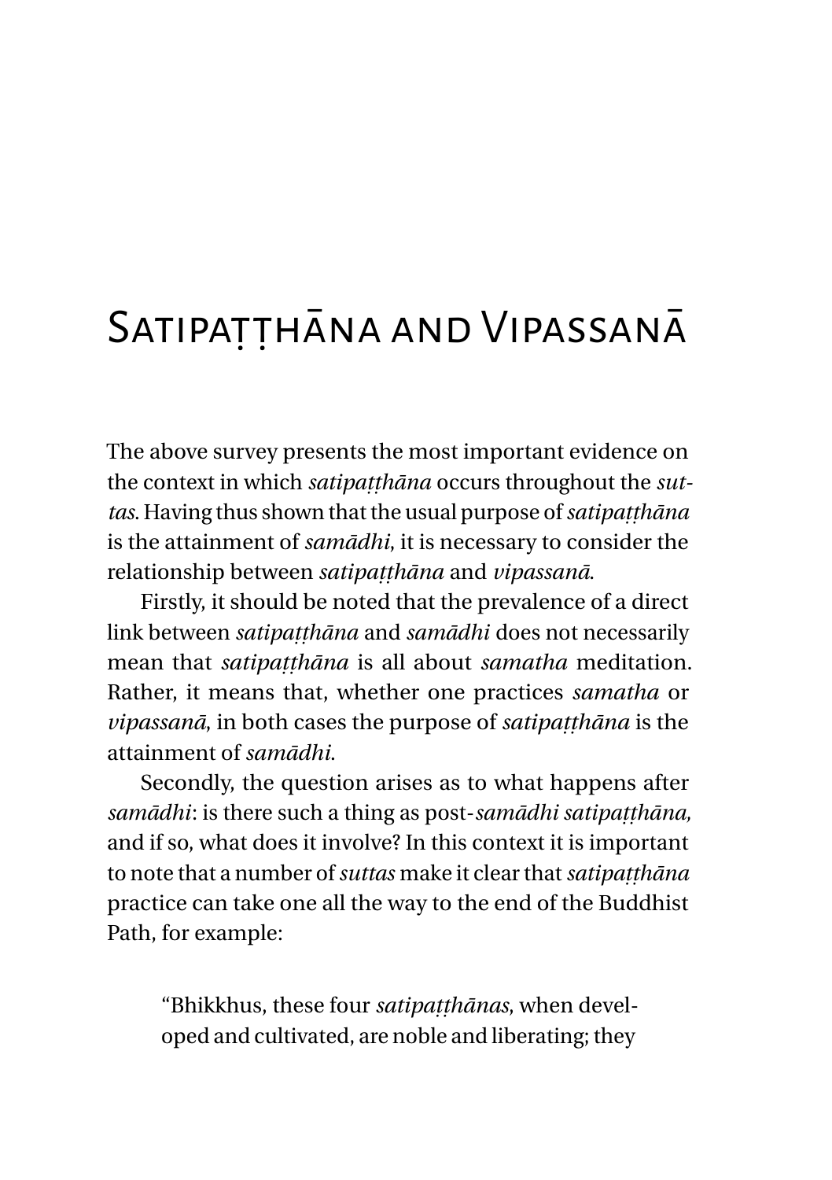# Satipaṭṭhāna and Vipassanā

The above survey presents the most important evidence on the context in which *satipaṭṭhāna* occurs throughout the *suttas*. Having thus shown that the usual purpose of *satipaṭṭhāna* is the attainment of *samādhi*, it is necessary to consider the relationship between *satipaṭṭhāna* and *vipassanā*.

Firstly, it should be noted that the prevalence of a direct link between *satipaṭṭhāna* and *samādhi* does not necessarily mean that *satipaṭṭhāna* is all about *samatha* meditation. Rather, it means that, whether one practices *samatha* or *vipassanā*, in both cases the purpose of *satipaṭṭhāna* is the attainment of *samādhi*.

Secondly, the question arises as to what happens after *samādhi*: is there such a thing as post-*samādhi satipaṭṭhāna,* and if so, what does it involve? In this context it is important to note that a number of *suttas* make it clear that *satipaṭṭhāna* practice can take one all the way to the end of the Buddhist Path, for example:

> "Bhikkhus, these four *satipaṭṭhānas*, when developed and cultivated, are noble and liberating; they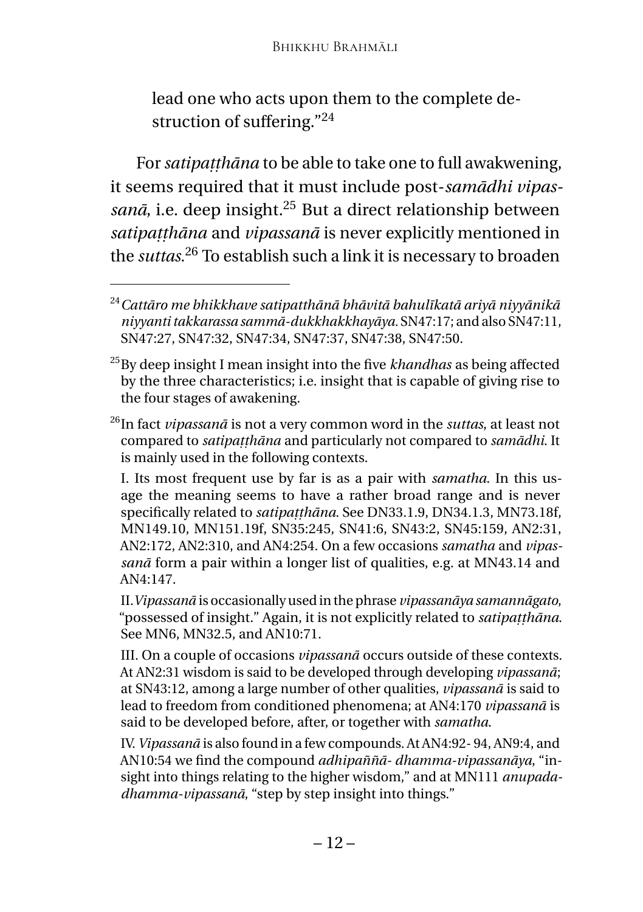lead one who acts upon them to the complete destruction of suffering."[24]

For *satipaṭṭhāna* to be able to take one to full awakwening, it seems required that it must include post-*samādhi vipassanā*, i.e. deep insight.[25] But a direct relationship between *satipaṭṭhāna* and *vipassanā* is never explicitly mentioned in the *suttas*.[26] To establish such a link it is necessary to broaden

---

[24] *Cattāro me bhikkhave satipatthānā bhāvitā bahulīkatā ariyā niyyānikā niyyanti takkarassa sammā-dukkhakkhayāya.* SN47:17; and also SN47:11, SN47:27, SN47:32, SN47:34, SN47:37, SN47:38, SN47:50.

[25] By deep insight I mean insight into the five *khandhas* as being affected by the three characteristics; i.e. insight that is capable of giving rise to the four stages of awakening.

[26] In fact *vipassanā* is not a very common word in the *suttas*, at least not compared to *satipaṭṭhāna* and particularly not compared to *samādhi*. It is mainly used in the following contexts.

I. Its most frequent use by far is as a pair with *samatha*. In this usage the meaning seems to have a rather broad range and is never specifically related to *satipaṭṭhāna*. See DN33.1.9, DN34.1.3, MN73.18f, MN149.10, MN151.19f, SN35:245, SN41:6, SN43:2, SN45:159, AN2:31, AN2:172, AN2:310, and AN4:254. On a few occasions *samatha* and *vipassanā* form a pair within a longer list of qualities, e.g. at MN43.14 and AN4:147.

II. *Vipassanā* is occasionally used in the phrase *vipassanāya samannāgato*, "possessed of insight." Again, it is not explicitly related to *satipaṭṭhāna*. See MN6, MN32.5, and AN10:71.

III. On a couple of occasions *vipassanā* occurs outside of these contexts. At AN2:31 wisdom is said to be developed through developing *vipassanā*; at SN43:12, among a large number of other qualities, *vipassanā* is said to lead to freedom from conditioned phenomena; at AN4:170 *vipassanā* is said to be developed before, after, or together with *samatha*.

IV. *Vipassanā* is also found in a few compounds. At AN4:92- 94, AN9:4, and AN10:54 we find the compound *adhipaññā- dhamma-vipassanāya*, "insight into things relating to the higher wisdom," and at MN111 *anupada-dhamma-vipassanā*, "step by step insight into things."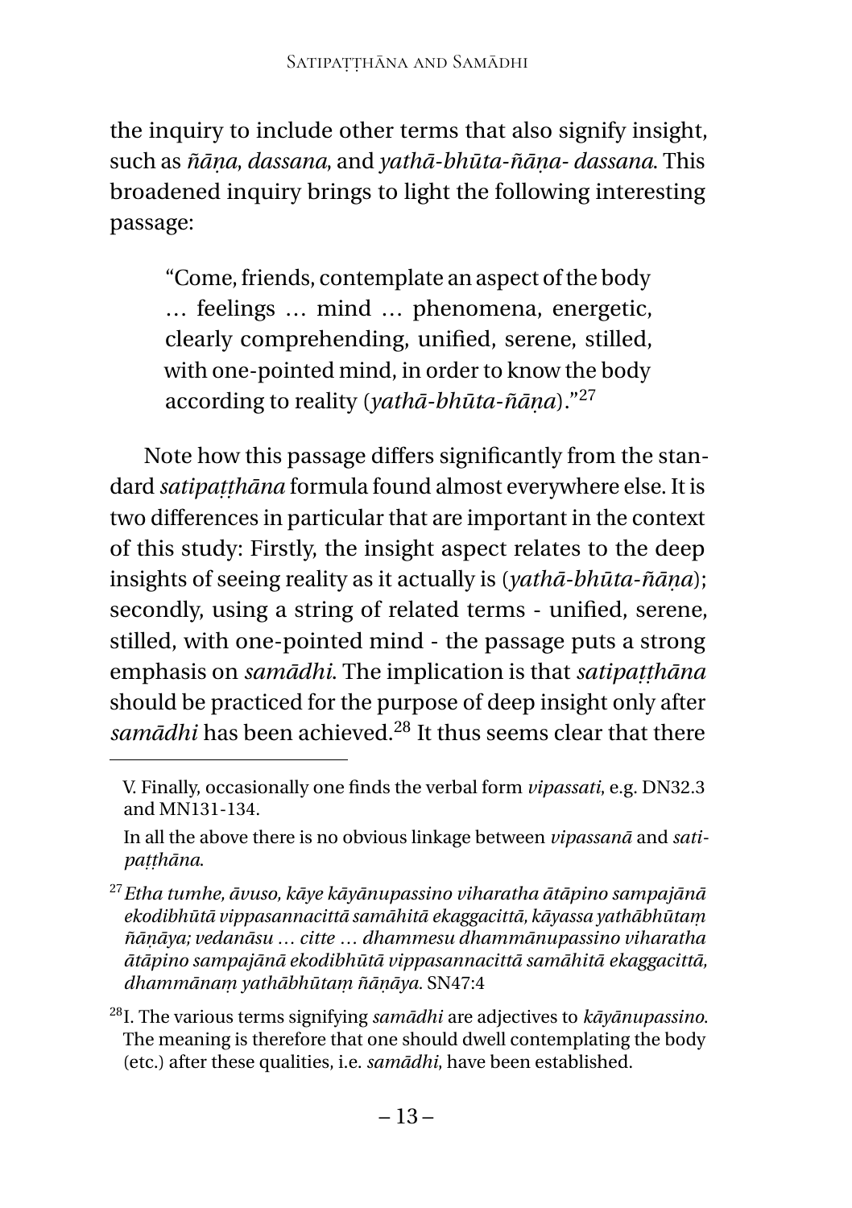the inquiry to include other terms that also signify insight, such as *ñāṇa*, *dassana*, and *yathā-bhūta-ñāṇa- dassana*. This broadened inquiry brings to light the following interesting passage:

> "Come, friends, contemplate an aspect of the body … feelings … mind … phenomena, energetic, clearly comprehending, unified, serene, stilled, with one-pointed mind, in order to know the body according to reality (*yathā-bhūta-ñāṇa*)."[27]

Note how this passage differs significantly from the standard *satipaṭṭhāna* formula found almost everywhere else. It is two differences in particular that are important in the context of this study: Firstly, the insight aspect relates to the deep insights of seeing reality as it actually is (*yathā-bhūta-ñāṇa*); secondly, using a string of related terms - unified, serene, stilled, with one-pointed mind - the passage puts a strong emphasis on *samādhi*. The implication is that *satipaṭṭhāna* should be practiced for the purpose of deep insight only after *samādhi* has been achieved.[28] It thus seems clear that there

---

V. Finally, occasionally one finds the verbal form *vipassati*, e.g. DN32.3 and MN131-134.

In all the above there is no obvious linkage between *vipassanā* and *satipaṭṭhāna*.

[27] *Etha tumhe, āvuso, kāye kāyānupassino viharatha ātāpino sampajānā ekodibhūtā vippasannacittā samāhitā ekaggacittā, kāyassa yathābhūtaṃ ñāṇāya; vedanāsu … citte … dhammesu dhammānupassino viharatha ātāpino sampajānā ekodibhūtā vippasannacittā samāhitā ekaggacittā, dhammānaṃ yathābhūtaṃ ñāṇāya.* SN47:4

[28] I. The various terms signifying *samādhi* are adjectives to *kāyānupassino*. The meaning is therefore that one should dwell contemplating the body (etc.) after these qualities, i.e. *samādhi*, have been established.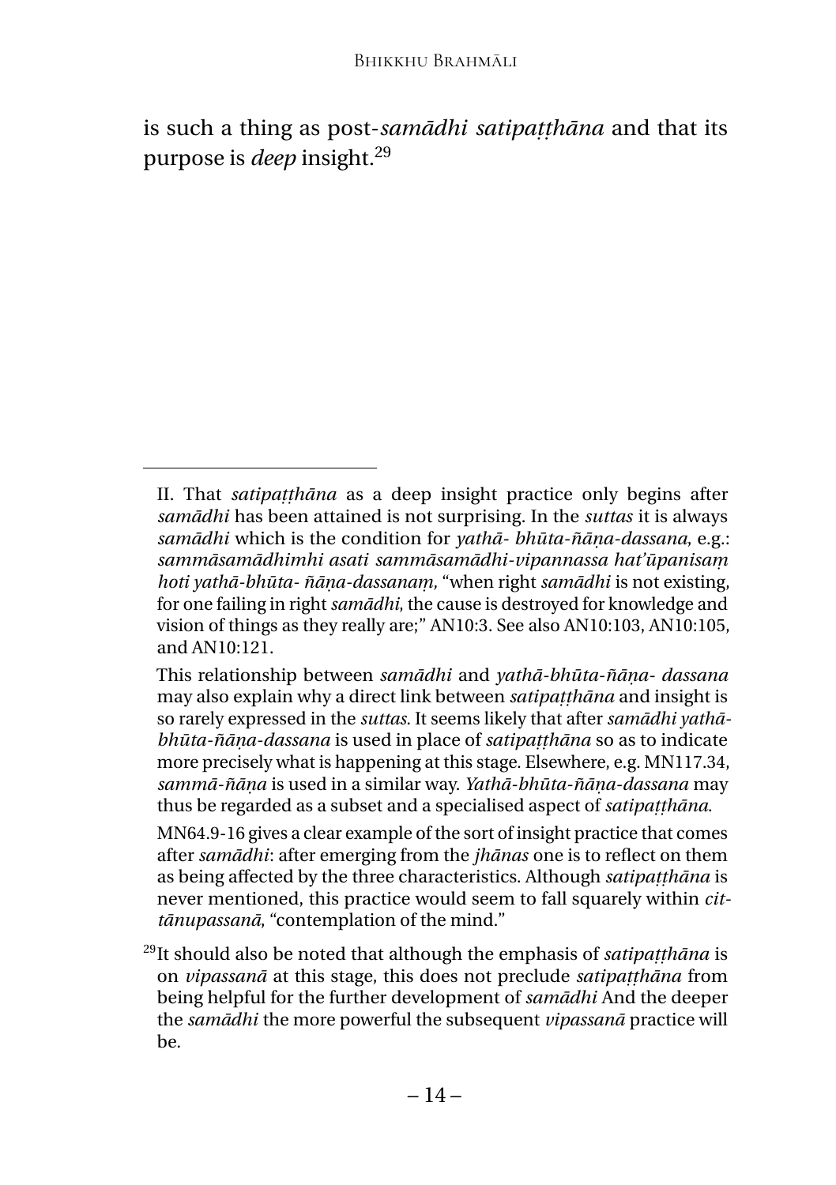is such a thing as post-*samādhi satipaṭṭhāna* and that its purpose is *deep* insight.[29]

---

II. That *satipaṭṭhāna* as a deep insight practice only begins after *samādhi* has been attained is not surprising. In the *suttas* it is always *samādhi* which is the condition for *yathā- bhūta-ñāṇa-dassana*, e.g.: *sammāsamādhimhi asati sammāsamādhi-vipannassa hat'ūpanisaṃ hoti yathā-bhūta- ñāṇa-dassanaṃ,* "when right *samādhi* is not existing, for one failing in right *samādhi*, the cause is destroyed for knowledge and vision of things as they really are;" AN10:3. See also AN10:103, AN10:105, and AN10:121.

This relationship between *samādhi* and *yathā-bhūta-ñāṇa- dassana* may also explain why a direct link between *satipaṭṭhāna* and insight is so rarely expressed in the *suttas*. It seems likely that after *samādhi yathā-bhūta-ñāṇa-dassana* is used in place of *satipaṭṭhāna* so as to indicate more precisely what is happening at this stage. Elsewhere, e.g. MN117.34, *sammā-ñāṇa* is used in a similar way. *Yathā-bhūta-ñāṇa-dassana* may thus be regarded as a subset and a specialised aspect of *satipaṭṭhāna*.

MN64.9-16 gives a clear example of the sort of insight practice that comes after *samādhi*: after emerging from the *jhānas* one is to reflect on them as being affected by the three characteristics. Although *satipaṭṭhāna* is never mentioned, this practice would seem to fall squarely within *cittānupassanā*, "contemplation of the mind."

[29] It should also be noted that although the emphasis of *satipaṭṭhāna* is on *vipassanā* at this stage, this does not preclude *satipaṭṭhāna* from being helpful for the further development of *samādhi* And the deeper the *samādhi* the more powerful the subsequent *vipassanā* practice will be.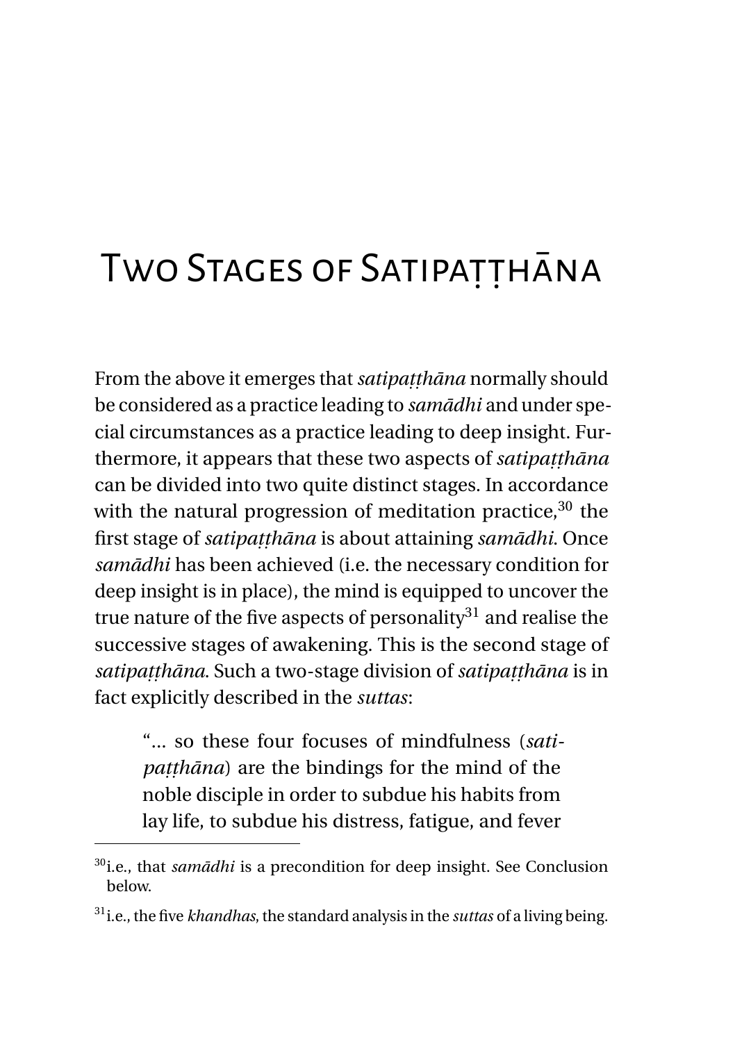# Two Stages of Satipaṭṭhāna

From the above it emerges that *satipaṭṭhāna* normally should be considered as a practice leading to *samādhi* and under special circumstances as a practice leading to deep insight. Furthermore, it appears that these two aspects of *satipaṭṭhāna* can be divided into two quite distinct stages. In accordance with the natural progression of meditation practice,[30] the first stage of *satipaṭṭhāna* is about attaining *samādhi*. Once *samādhi* has been achieved (i.e. the necessary condition for deep insight is in place), the mind is equipped to uncover the true nature of the five aspects of personality[31] and realise the successive stages of awakening. This is the second stage of *satipaṭṭhāna*. Such a two-stage division of *satipaṭṭhāna* is in fact explicitly described in the *suttas*:

> "… so these four focuses of mindfulness (*satipaṭṭhāna*) are the bindings for the mind of the noble disciple in order to subdue his habits from lay life, to subdue his distress, fatigue, and fever

[30] i.e., that *samādhi* is a precondition for deep insight. See Conclusion below.

[31] i.e., the five *khandhas*, the standard analysis in the *suttas* of a living being.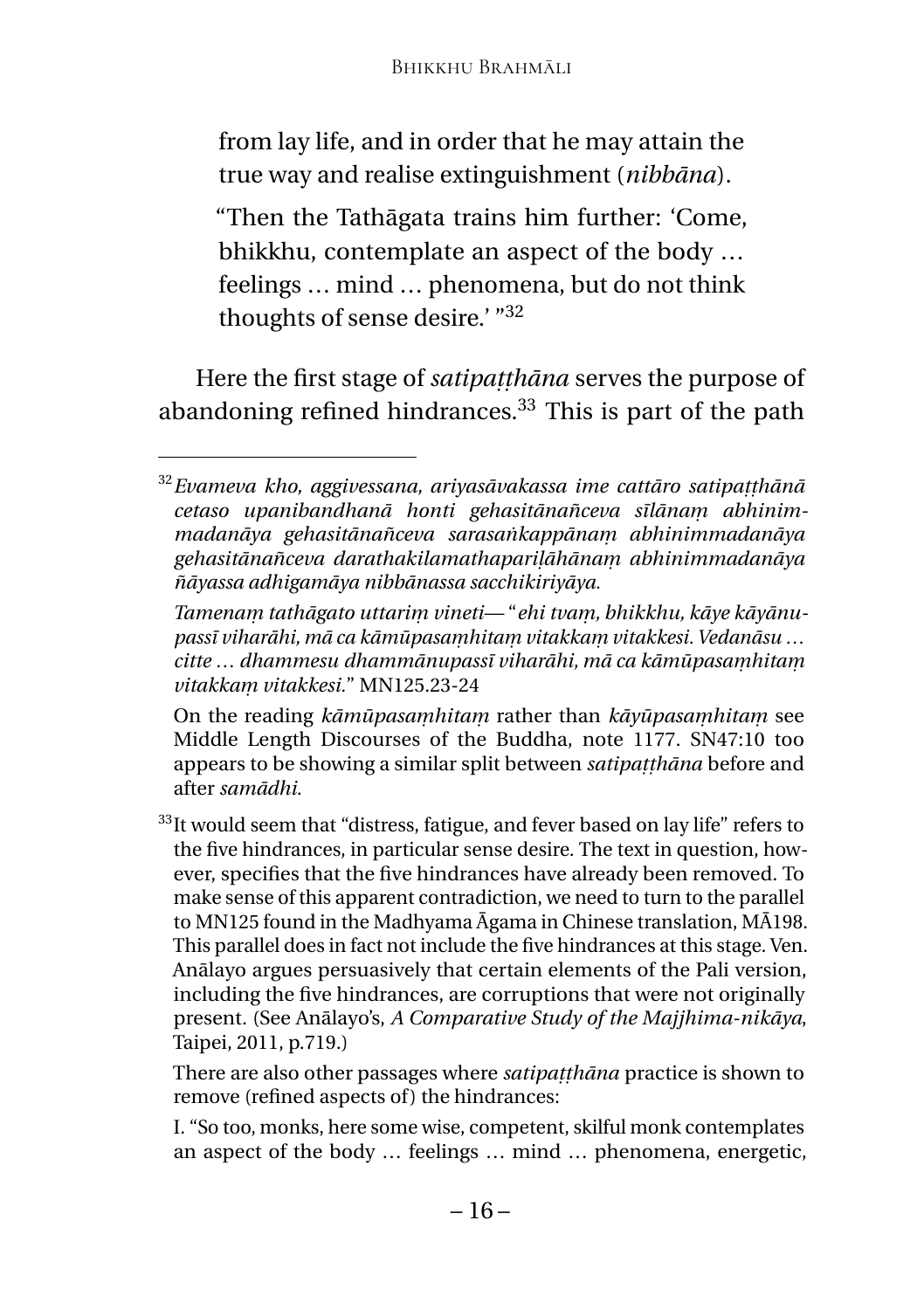from lay life, and in order that he may attain the true way and realise extinguishment (*nibbāna*).

"Then the Tathāgata trains him further: 'Come, bhikkhu, contemplate an aspect of the body … feelings … mind … phenomena, but do not think thoughts of sense desire.' "[32]

Here the first stage of *satipaṭṭhāna* serves the purpose of abandoning refined hindrances.[33] This is part of the path

---

[32] *Evameva kho, aggivessana, ariyasāvakassa ime cattāro satipaṭṭhānā cetaso upanibandhanā honti gehasitānañceva sīlānaṃ abhinimmadanāya gehasitānañceva sarasaṅkappānaṃ abhinimmadanāya gehasitānañceva darathakilamathapariḷāhānaṃ abhinimmadanāya ñāyassa adhigamāya nibbānassa sacchikiriyāya.*

*Tamenaṃ tathāgato uttariṃ vineti— "ehi tvaṃ, bhikkhu, kāye kāyānupassī viharāhi, mā ca kāmūpasaṃhitaṃ vitakkaṃ vitakkesi. Vedanāsu … citte … dhammesu dhammānupassī viharāhi, mā ca kāmūpasaṃhitaṃ vitakkaṃ vitakkesi.*" MN125.23-24

On the reading *kāmūpasaṃhitaṃ* rather than *kāyūpasaṃhitaṃ* see Middle Length Discourses of the Buddha, note 1177. SN47:10 too appears to be showing a similar split between *satipaṭṭhāna* before and after *samādhi*.

[33] It would seem that "distress, fatigue, and fever based on lay life" refers to the five hindrances, in particular sense desire. The text in question, however, specifies that the five hindrances have already been removed. To make sense of this apparent contradiction, we need to turn to the parallel to MN125 found in the Madhyama Āgama in Chinese translation, MĀ198. This parallel does in fact not include the five hindrances at this stage. Ven. Anālayo argues persuasively that certain elements of the Pali version, including the five hindrances, are corruptions that were not originally present. (See Anālayo's, *A Comparative Study of the Majjhima-nikāya*, Taipei, 2011, p.719.)

There are also other passages where *satipaṭṭhāna* practice is shown to remove (refined aspects of) the hindrances:

I. "So too, monks, here some wise, competent, skilful monk contemplates an aspect of the body … feelings … mind … phenomena, energetic,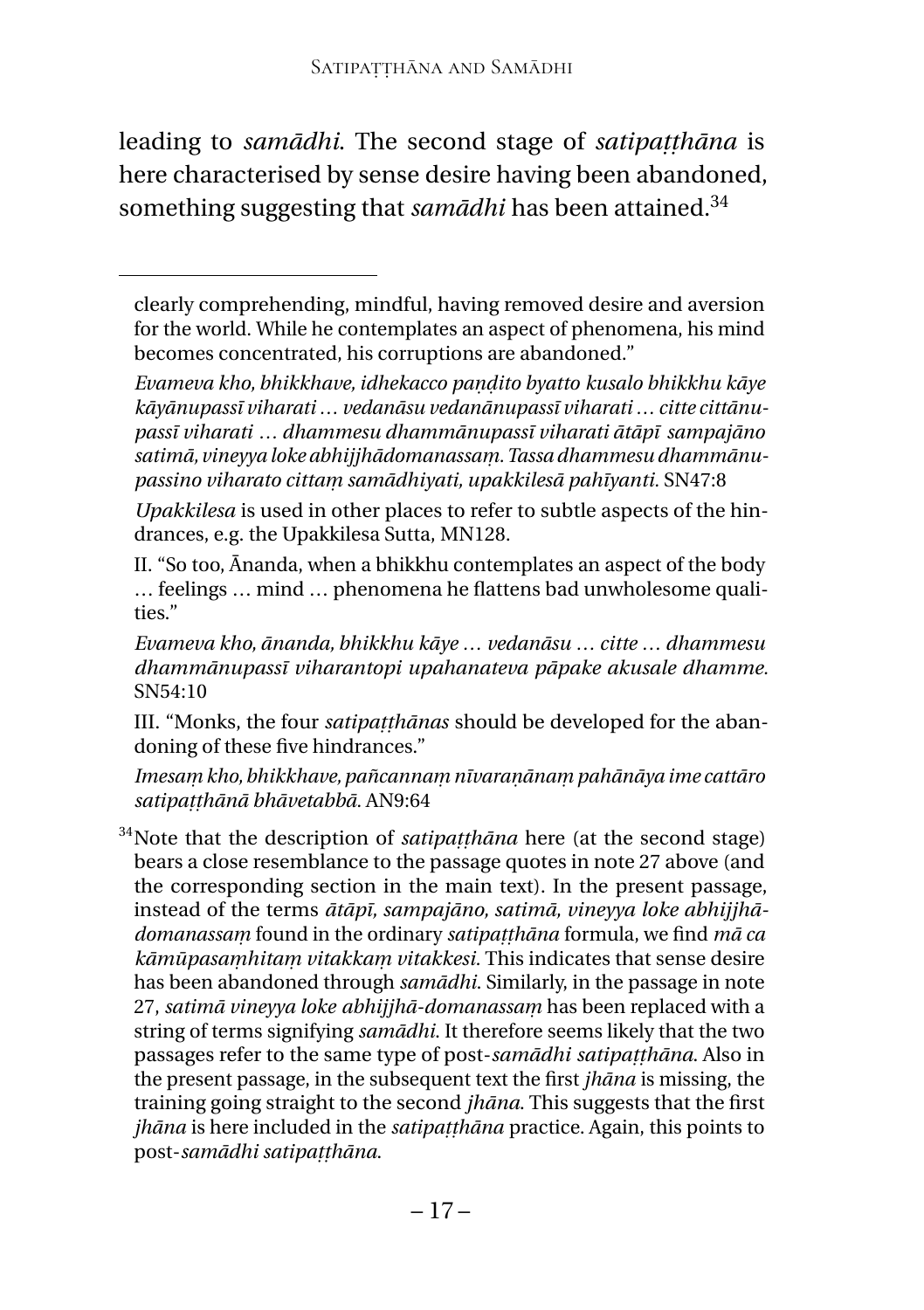leading to *samādhi*. The second stage of *satipaṭṭhāna* is here characterised by sense desire having been abandoned, something suggesting that *samādhi* has been attained.[34]

---

clearly comprehending, mindful, having removed desire and aversion for the world. While he contemplates an aspect of phenomena, his mind becomes concentrated, his corruptions are abandoned."

*Evameva kho, bhikkhave, idhekacco paṇḍito byatto kusalo bhikkhu kāye kāyānupassī viharati … vedanāsu vedanānupassī viharati … citte cittānupassī viharati … dhammesu dhammānupassī viharati ātāpī sampajāno satimā, vineyya loke abhijjhādomanassaṃ. Tassa dhammesu dhammānupassino viharato cittaṃ samādhiyati, upakkilesā pahīyanti.* SN47:8

*Upakkilesa* is used in other places to refer to subtle aspects of the hindrances, e.g. the Upakkilesa Sutta, MN128.

II. "So too, Ānanda, when a bhikkhu contemplates an aspect of the body … feelings … mind … phenomena he flattens bad unwholesome qualities."

*Evameva kho, ānanda, bhikkhu kāye … vedanāsu … citte … dhammesu dhammānupassī viharantopi upahanateva pāpake akusale dhamme.* SN54:10

III. "Monks, the four *satipaṭṭhānas* should be developed for the abandoning of these five hindrances."

*Imesaṃ kho, bhikkhave, pañcannaṃ nīvaraṇānaṃ pahānāya ime cattāro satipaṭṭhānā bhāvetabbā.* AN9:64

[34] Note that the description of *satipaṭṭhāna* here (at the second stage) bears a close resemblance to the passage quotes in note 27 above (and the corresponding section in the main text). In the present passage, instead of the terms *ātāpī, sampajāno, satimā, vineyya loke abhijjhādomanassaṃ* found in the ordinary *satipaṭṭhāna* formula, we find *mā ca kāmūpasaṃhitaṃ vitakkaṃ vitakkesi*. This indicates that sense desire has been abandoned through *samādhi*. Similarly, in the passage in note 27, *satimā vineyya loke abhijjhā-domanassaṃ* has been replaced with a string of terms signifying *samādhi*. It therefore seems likely that the two passages refer to the same type of post-*samādhi satipaṭṭhāna*. Also in the present passage, in the subsequent text the first *jhāna* is missing, the training going straight to the second *jhāna*. This suggests that the first *jhāna* is here included in the *satipaṭṭhāna* practice. Again, this points to post-*samādhi satipaṭṭhāna*.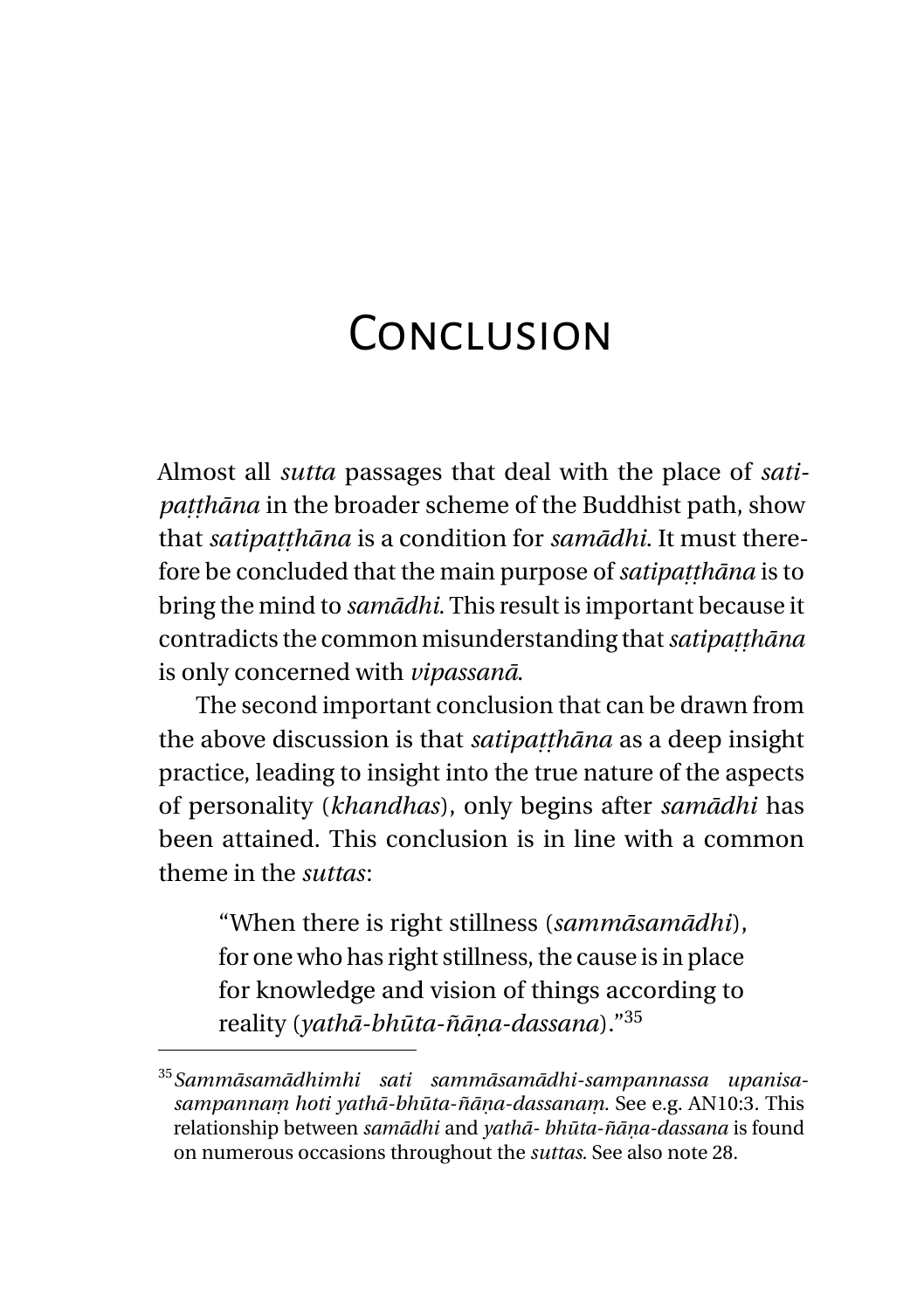# Conclusion

Almost all *sutta* passages that deal with the place of *satipaṭṭhāna* in the broader scheme of the Buddhist path, show that *satipaṭṭhāna* is a condition for *samādhi*. It must therefore be concluded that the main purpose of *satipaṭṭhāna* is to bring the mind to *samādhi*. This result is important because it contradicts the common misunderstanding that *satipaṭṭhāna* is only concerned with *vipassanā*.

The second important conclusion that can be drawn from the above discussion is that *satipaṭṭhāna* as a deep insight practice, leading to insight into the true nature of the aspects of personality (*khandhas*), only begins after *samādhi* has been attained. This conclusion is in line with a common theme in the *suttas*:

> "When there is right stillness (*sammāsamādhi*), for one who has right stillness, the cause is in place for knowledge and vision of things according to reality (*yathā-bhūta-ñāṇa-dassana*)."[35]

---

[35] *Sammāsamādhimhi sati sammāsamādhi-sampannassa upanisa-sampannaṃ hoti yathā-bhūta-ñāṇa-dassanaṃ*. See e.g. AN10:3. This relationship between *samādhi* and *yathā- bhūta-ñāṇa-dassana* is found on numerous occasions throughout the *suttas*. See also note 28.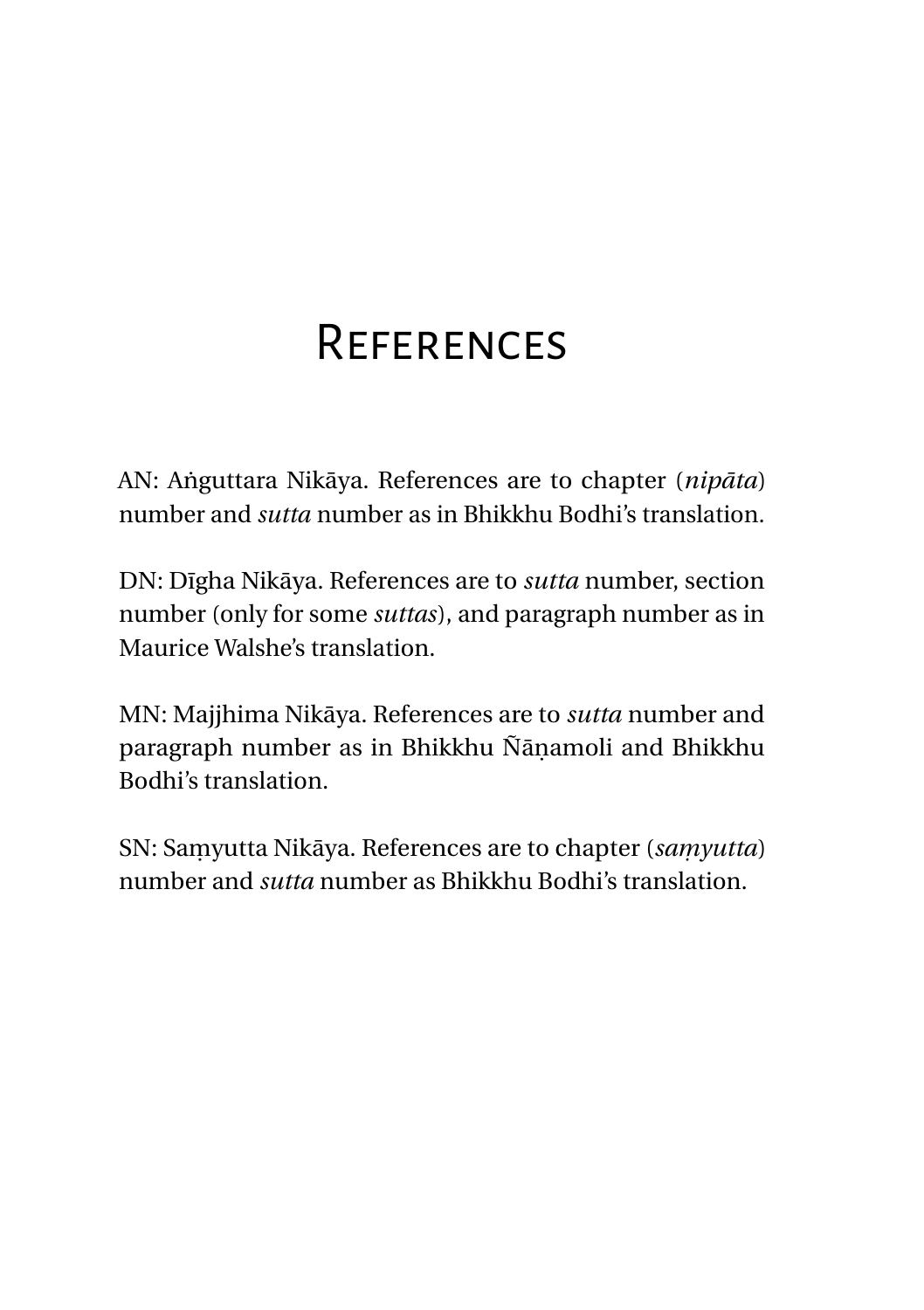# References

AN: Aṅguttara Nikāya. References are to chapter (*nipāta*) number and *sutta* number as in Bhikkhu Bodhi's translation.

DN: Dīgha Nikāya. References are to *sutta* number, section number (only for some *suttas*), and paragraph number as in Maurice Walshe's translation.

MN: Majjhima Nikāya. References are to *sutta* number and paragraph number as in Bhikkhu Ñāṇamoli and Bhikkhu Bodhi's translation.

SN: Saṃyutta Nikāya. References are to chapter (*saṃyutta*) number and *sutta* number as Bhikkhu Bodhi's translation.